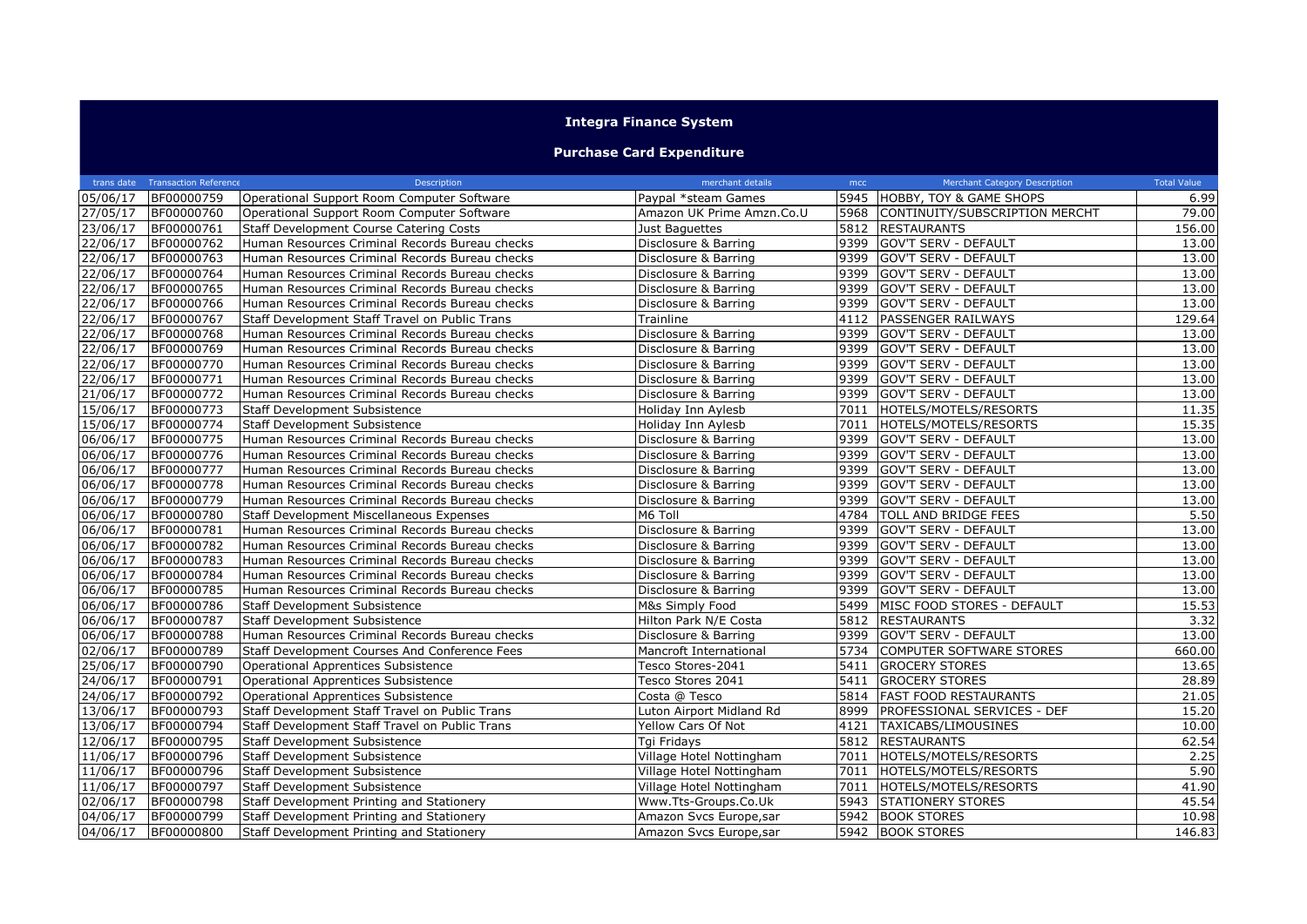# Integra Finance System

## Purchase Card Expenditure

| trans date | Transaction Reference | Description | merchant details | mcc | Merchant Category Description | Total Value |
|---|---|---|---|---|---|---|
| 05/06/17 | BF00000759 | Operational Support Room Computer Software | Paypal *steam Games | 5945 | HOBBY, TOY & GAME SHOPS | 6.99 |
| 27/05/17 | BF00000760 | Operational Support Room Computer Software | Amazon UK Prime Amzn.Co.U | 5968 | CONTINUITY/SUBSCRIPTION MERCHT | 79.00 |
| 23/06/17 | BF00000761 | Staff Development Course Catering Costs | Just Baguettes | 5812 | RESTAURANTS | 156.00 |
| 22/06/17 | BF00000762 | Human Resources Criminal Records Bureau checks | Disclosure & Barring | 9399 | GOV'T SERV - DEFAULT | 13.00 |
| 22/06/17 | BF00000763 | Human Resources Criminal Records Bureau checks | Disclosure & Barring | 9399 | GOV'T SERV - DEFAULT | 13.00 |
| 22/06/17 | BF00000764 | Human Resources Criminal Records Bureau checks | Disclosure & Barring | 9399 | GOV'T SERV - DEFAULT | 13.00 |
| 22/06/17 | BF00000765 | Human Resources Criminal Records Bureau checks | Disclosure & Barring | 9399 | GOV'T SERV - DEFAULT | 13.00 |
| 22/06/17 | BF00000766 | Human Resources Criminal Records Bureau checks | Disclosure & Barring | 9399 | GOV'T SERV - DEFAULT | 13.00 |
| 22/06/17 | BF00000767 | Staff Development Staff Travel on Public Trans | Trainline | 4112 | PASSENGER RAILWAYS | 129.64 |
| 22/06/17 | BF00000768 | Human Resources Criminal Records Bureau checks | Disclosure & Barring | 9399 | GOV'T SERV - DEFAULT | 13.00 |
| 22/06/17 | BF00000769 | Human Resources Criminal Records Bureau checks | Disclosure & Barring | 9399 | GOV'T SERV - DEFAULT | 13.00 |
| 22/06/17 | BF00000770 | Human Resources Criminal Records Bureau checks | Disclosure & Barring | 9399 | GOV'T SERV - DEFAULT | 13.00 |
| 22/06/17 | BF00000771 | Human Resources Criminal Records Bureau checks | Disclosure & Barring | 9399 | GOV'T SERV - DEFAULT | 13.00 |
| 21/06/17 | BF00000772 | Human Resources Criminal Records Bureau checks | Disclosure & Barring | 9399 | GOV'T SERV - DEFAULT | 13.00 |
| 15/06/17 | BF00000773 | Staff Development Subsistence | Holiday Inn Aylesb | 7011 | HOTELS/MOTELS/RESORTS | 11.35 |
| 15/06/17 | BF00000774 | Staff Development Subsistence | Holiday Inn Aylesb | 7011 | HOTELS/MOTELS/RESORTS | 15.35 |
| 06/06/17 | BF00000775 | Human Resources Criminal Records Bureau checks | Disclosure & Barring | 9399 | GOV'T SERV - DEFAULT | 13.00 |
| 06/06/17 | BF00000776 | Human Resources Criminal Records Bureau checks | Disclosure & Barring | 9399 | GOV'T SERV - DEFAULT | 13.00 |
| 06/06/17 | BF00000777 | Human Resources Criminal Records Bureau checks | Disclosure & Barring | 9399 | GOV'T SERV - DEFAULT | 13.00 |
| 06/06/17 | BF00000778 | Human Resources Criminal Records Bureau checks | Disclosure & Barring | 9399 | GOV'T SERV - DEFAULT | 13.00 |
| 06/06/17 | BF00000779 | Human Resources Criminal Records Bureau checks | Disclosure & Barring | 9399 | GOV'T SERV - DEFAULT | 13.00 |
| 06/06/17 | BF00000780 | Staff Development Miscellaneous Expenses | M6 Toll | 4784 | TOLL AND BRIDGE FEES | 5.50 |
| 06/06/17 | BF00000781 | Human Resources Criminal Records Bureau checks | Disclosure & Barring | 9399 | GOV'T SERV - DEFAULT | 13.00 |
| 06/06/17 | BF00000782 | Human Resources Criminal Records Bureau checks | Disclosure & Barring | 9399 | GOV'T SERV - DEFAULT | 13.00 |
| 06/06/17 | BF00000783 | Human Resources Criminal Records Bureau checks | Disclosure & Barring | 9399 | GOV'T SERV - DEFAULT | 13.00 |
| 06/06/17 | BF00000784 | Human Resources Criminal Records Bureau checks | Disclosure & Barring | 9399 | GOV'T SERV - DEFAULT | 13.00 |
| 06/06/17 | BF00000785 | Human Resources Criminal Records Bureau checks | Disclosure & Barring | 9399 | GOV'T SERV - DEFAULT | 13.00 |
| 06/06/17 | BF00000786 | Staff Development Subsistence | M&s Simply Food | 5499 | MISC FOOD STORES - DEFAULT | 15.53 |
| 06/06/17 | BF00000787 | Staff Development Subsistence | Hilton Park N/E Costa | 5812 | RESTAURANTS | 3.32 |
| 06/06/17 | BF00000788 | Human Resources Criminal Records Bureau checks | Disclosure & Barring | 9399 | GOV'T SERV - DEFAULT | 13.00 |
| 02/06/17 | BF00000789 | Staff Development Courses And Conference Fees | Mancroft International | 5734 | COMPUTER SOFTWARE STORES | 660.00 |
| 25/06/17 | BF00000790 | Operational Apprentices Subsistence | Tesco Stores-2041 | 5411 | GROCERY STORES | 13.65 |
| 24/06/17 | BF00000791 | Operational Apprentices Subsistence | Tesco Stores 2041 | 5411 | GROCERY STORES | 28.89 |
| 24/06/17 | BF00000792 | Operational Apprentices Subsistence | Costa @ Tesco | 5814 | FAST FOOD RESTAURANTS | 21.05 |
| 13/06/17 | BF00000793 | Staff Development Staff Travel on Public Trans | Luton Airport Midland Rd | 8999 | PROFESSIONAL SERVICES - DEF | 15.20 |
| 13/06/17 | BF00000794 | Staff Development Staff Travel on Public Trans | Yellow Cars Of Not | 4121 | TAXICABS/LIMOUSINES | 10.00 |
| 12/06/17 | BF00000795 | Staff Development Subsistence | Tgi Fridays | 5812 | RESTAURANTS | 62.54 |
| 11/06/17 | BF00000796 | Staff Development Subsistence | Village Hotel Nottingham | 7011 | HOTELS/MOTELS/RESORTS | 2.25 |
| 11/06/17 | BF00000796 | Staff Development Subsistence | Village Hotel Nottingham | 7011 | HOTELS/MOTELS/RESORTS | 5.90 |
| 11/06/17 | BF00000797 | Staff Development Subsistence | Village Hotel Nottingham | 7011 | HOTELS/MOTELS/RESORTS | 41.90 |
| 02/06/17 | BF00000798 | Staff Development Printing and Stationery | Www.Tts-Groups.Co.Uk | 5943 | STATIONERY STORES | 45.54 |
| 04/06/17 | BF00000799 | Staff Development Printing and Stationery | Amazon Svcs Europe,sar | 5942 | BOOK STORES | 10.98 |
| 04/06/17 | BF00000800 | Staff Development Printing and Stationery | Amazon Svcs Europe,sar | 5942 | BOOK STORES | 146.83 |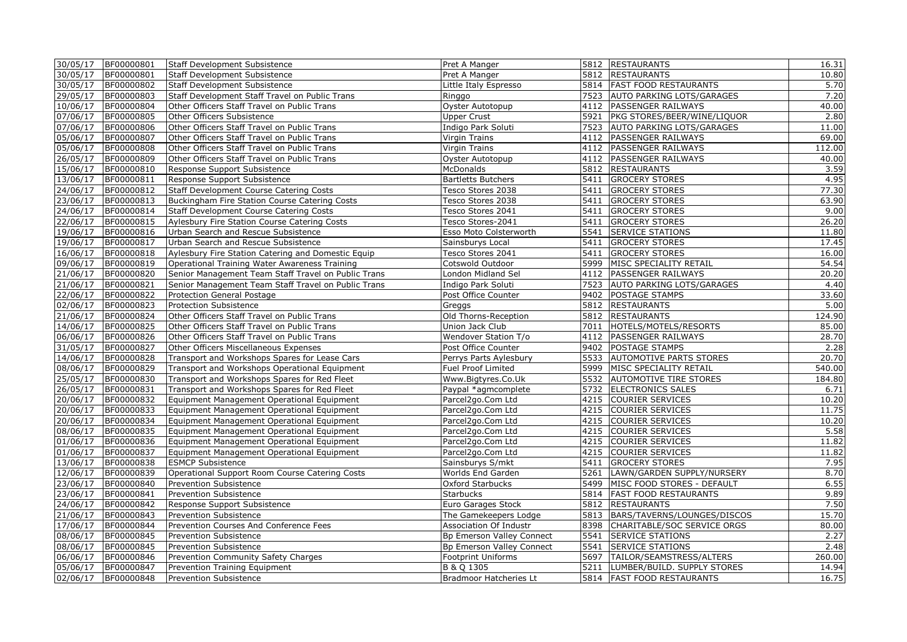| | | | | | | |
|---|---|---|---|---|---|---|
| 30/05/17 | BF00000801 | Staff Development Subsistence | Pret A Manger | 5812 | RESTAURANTS | 16.31 |
| 30/05/17 | BF00000801 | Staff Development Subsistence | Pret A Manger | 5812 | RESTAURANTS | 10.80 |
| 30/05/17 | BF00000802 | Staff Development Subsistence | Little Italy Espresso | 5814 | FAST FOOD RESTAURANTS | 5.70 |
| 29/05/17 | BF00000803 | Staff Development Staff Travel on Public Trans | Ringgo | 7523 | AUTO PARKING LOTS/GARAGES | 7.20 |
| 10/06/17 | BF00000804 | Other Officers Staff Travel on Public Trans | Oyster Autotopup | 4112 | PASSENGER RAILWAYS | 40.00 |
| 07/06/17 | BF00000805 | Other Officers Subsistence | Upper Crust | 5921 | PKG STORES/BEER/WINE/LIQUOR | 2.80 |
| 07/06/17 | BF00000806 | Other Officers Staff Travel on Public Trans | Indigo Park Soluti | 7523 | AUTO PARKING LOTS/GARAGES | 11.00 |
| 05/06/17 | BF00000807 | Other Officers Staff Travel on Public Trans | Virgin Trains | 4112 | PASSENGER RAILWAYS | 69.00 |
| 05/06/17 | BF00000808 | Other Officers Staff Travel on Public Trans | Virgin Trains | 4112 | PASSENGER RAILWAYS | 112.00 |
| 26/05/17 | BF00000809 | Other Officers Staff Travel on Public Trans | Oyster Autotopup | 4112 | PASSENGER RAILWAYS | 40.00 |
| 15/06/17 | BF00000810 | Response Support Subsistence | McDonalds | 5812 | RESTAURANTS | 3.59 |
| 13/06/17 | BF00000811 | Response Support Subsistence | Bartletts Butchers | 5411 | GROCERY STORES | 4.95 |
| 24/06/17 | BF00000812 | Staff Development Course Catering Costs | Tesco Stores 2038 | 5411 | GROCERY STORES | 77.30 |
| 23/06/17 | BF00000813 | Buckingham Fire Station Course Catering Costs | Tesco Stores 2038 | 5411 | GROCERY STORES | 63.90 |
| 24/06/17 | BF00000814 | Staff Development Course Catering Costs | Tesco Stores 2041 | 5411 | GROCERY STORES | 9.00 |
| 22/06/17 | BF00000815 | Aylesbury Fire Station Course Catering Costs | Tesco Stores-2041 | 5411 | GROCERY STORES | 26.20 |
| 19/06/17 | BF00000816 | Urban Search and Rescue Subsistence | Esso Moto Colsterworth | 5541 | SERVICE STATIONS | 11.80 |
| 19/06/17 | BF00000817 | Urban Search and Rescue Subsistence | Sainsburys Local | 5411 | GROCERY STORES | 17.45 |
| 16/06/17 | BF00000818 | Aylesbury Fire Station Catering and Domestic Equip | Tesco Stores 2041 | 5411 | GROCERY STORES | 16.00 |
| 09/06/17 | BF00000819 | Operational Training Water Awareness Training | Cotswold Outdoor | 5999 | MISC SPECIALITY RETAIL | 54.54 |
| 21/06/17 | BF00000820 | Senior Management Team Staff Travel on Public Trans | London Midland Sel | 4112 | PASSENGER RAILWAYS | 20.20 |
| 21/06/17 | BF00000821 | Senior Management Team Staff Travel on Public Trans | Indigo Park Soluti | 7523 | AUTO PARKING LOTS/GARAGES | 4.40 |
| 22/06/17 | BF00000822 | Protection General Postage | Post Office Counter | 9402 | POSTAGE STAMPS | 33.60 |
| 02/06/17 | BF00000823 | Protection Subsistence | Greggs | 5812 | RESTAURANTS | 5.00 |
| 21/06/17 | BF00000824 | Other Officers Staff Travel on Public Trans | Old Thorns-Reception | 5812 | RESTAURANTS | 124.90 |
| 14/06/17 | BF00000825 | Other Officers Staff Travel on Public Trans | Union Jack Club | 7011 | HOTELS/MOTELS/RESORTS | 85.00 |
| 06/06/17 | BF00000826 | Other Officers Staff Travel on Public Trans | Wendover Station T/o | 4112 | PASSENGER RAILWAYS | 28.70 |
| 31/05/17 | BF00000827 | Other Officers Miscellaneous Expenses | Post Office Counter | 9402 | POSTAGE STAMPS | 2.28 |
| 14/06/17 | BF00000828 | Transport and Workshops Spares for Lease Cars | Perrys Parts Aylesbury | 5533 | AUTOMOTIVE PARTS STORES | 20.70 |
| 08/06/17 | BF00000829 | Transport and Workshops Operational Equipment | Fuel Proof Limited | 5999 | MISC SPECIALITY RETAIL | 540.00 |
| 25/05/17 | BF00000830 | Transport and Workshops Spares for Red Fleet | Www.Bigtyres.Co.Uk | 5532 | AUTOMOTIVE TIRE STORES | 184.80 |
| 26/05/17 | BF00000831 | Transport and Workshops Spares for Red Fleet | Paypal *agmcomplete | 5732 | ELECTRONICS SALES | 6.71 |
| 20/06/17 | BF00000832 | Equipment Management Operational Equipment | Parcel2go.Com Ltd | 4215 | COURIER SERVICES | 10.20 |
| 20/06/17 | BF00000833 | Equipment Management Operational Equipment | Parcel2go.Com Ltd | 4215 | COURIER SERVICES | 11.75 |
| 20/06/17 | BF00000834 | Equipment Management Operational Equipment | Parcel2go.Com Ltd | 4215 | COURIER SERVICES | 10.20 |
| 08/06/17 | BF00000835 | Equipment Management Operational Equipment | Parcel2go.Com Ltd | 4215 | COURIER SERVICES | 5.58 |
| 01/06/17 | BF00000836 | Equipment Management Operational Equipment | Parcel2go.Com Ltd | 4215 | COURIER SERVICES | 11.82 |
| 01/06/17 | BF00000837 | Equipment Management Operational Equipment | Parcel2go.Com Ltd | 4215 | COURIER SERVICES | 11.82 |
| 13/06/17 | BF00000838 | ESMCP Subsistence | Sainsburys S/mkt | 5411 | GROCERY STORES | 7.95 |
| 12/06/17 | BF00000839 | Operational Support Room Course Catering Costs | Worlds End Garden | 5261 | LAWN/GARDEN SUPPLY/NURSERY | 8.70 |
| 23/06/17 | BF00000840 | Prevention Subsistence | Oxford Starbucks | 5499 | MISC FOOD STORES - DEFAULT | 6.55 |
| 23/06/17 | BF00000841 | Prevention Subsistence | Starbucks | 5814 | FAST FOOD RESTAURANTS | 9.89 |
| 24/06/17 | BF00000842 | Response Support Subsistence | Euro Garages Stock | 5812 | RESTAURANTS | 7.50 |
| 21/06/17 | BF00000843 | Prevention Subsistence | The Gamekeepers Lodge | 5813 | BARS/TAVERNS/LOUNGES/DISCOS | 15.70 |
| 17/06/17 | BF00000844 | Prevention Courses And Conference Fees | Association Of Industr | 8398 | CHARITABLE/SOC SERVICE ORGS | 80.00 |
| 08/06/17 | BF00000845 | Prevention Subsistence | Bp Emerson Valley Connect | 5541 | SERVICE STATIONS | 2.27 |
| 08/06/17 | BF00000845 | Prevention Subsistence | Bp Emerson Valley Connect | 5541 | SERVICE STATIONS | 2.48 |
| 06/06/17 | BF00000846 | Prevention Community Safety Charges | Footprint Uniforms | 5697 | TAILOR/SEAMSTRESS/ALTERS | 260.00 |
| 05/06/17 | BF00000847 | Prevention Training Equipment | B & Q 1305 | 5211 | LUMBER/BUILD. SUPPLY STORES | 14.94 |
| 02/06/17 | BF00000848 | Prevention Subsistence | Bradmoor Hatcheries Lt | 5814 | FAST FOOD RESTAURANTS | 16.75 |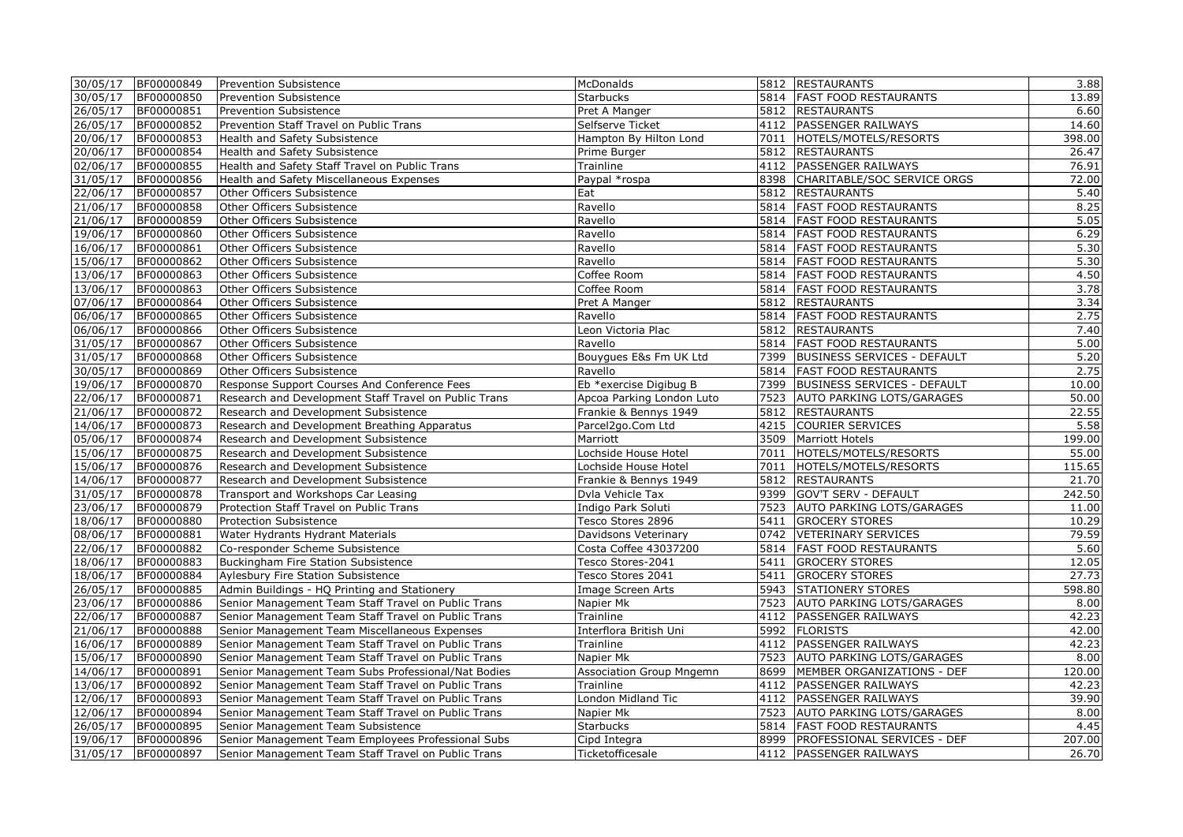| 30/05/17 | BF00000849 | Prevention Subsistence | McDonalds | 5812 | RESTAURANTS | 3.88 |
|---|---|---|---|---|---|---|
| 30/05/17 | BF00000850 | Prevention Subsistence | Starbucks | 5814 | FAST FOOD RESTAURANTS | 13.89 |
| 26/05/17 | BF00000851 | Prevention Subsistence | Pret A Manger | 5812 | RESTAURANTS | 6.60 |
| 26/05/17 | BF00000852 | Prevention Staff Travel on Public Trans | Selfserve Ticket | 4112 | PASSENGER RAILWAYS | 14.60 |
| 20/06/17 | BF00000853 | Health and Safety Subsistence | Hampton By Hilton Lond | 7011 | HOTELS/MOTELS/RESORTS | 398.00 |
| 20/06/17 | BF00000854 | Health and Safety Subsistence | Prime Burger | 5812 | RESTAURANTS | 26.47 |
| 02/06/17 | BF00000855 | Health and Safety Staff Travel on Public Trans | Trainline | 4112 | PASSENGER RAILWAYS | 76.91 |
| 31/05/17 | BF00000856 | Health and Safety Miscellaneous Expenses | Paypal *rospa | 8398 | CHARITABLE/SOC SERVICE ORGS | 72.00 |
| 22/06/17 | BF00000857 | Other Officers Subsistence | Eat | 5812 | RESTAURANTS | 5.40 |
| 21/06/17 | BF00000858 | Other Officers Subsistence | Ravello | 5814 | FAST FOOD RESTAURANTS | 8.25 |
| 21/06/17 | BF00000859 | Other Officers Subsistence | Ravello | 5814 | FAST FOOD RESTAURANTS | 5.05 |
| 19/06/17 | BF00000860 | Other Officers Subsistence | Ravello | 5814 | FAST FOOD RESTAURANTS | 6.29 |
| 16/06/17 | BF00000861 | Other Officers Subsistence | Ravello | 5814 | FAST FOOD RESTAURANTS | 5.30 |
| 15/06/17 | BF00000862 | Other Officers Subsistence | Ravello | 5814 | FAST FOOD RESTAURANTS | 5.30 |
| 13/06/17 | BF00000863 | Other Officers Subsistence | Coffee Room | 5814 | FAST FOOD RESTAURANTS | 4.50 |
| 13/06/17 | BF00000863 | Other Officers Subsistence | Coffee Room | 5814 | FAST FOOD RESTAURANTS | 3.78 |
| 07/06/17 | BF00000864 | Other Officers Subsistence | Pret A Manger | 5812 | RESTAURANTS | 3.34 |
| 06/06/17 | BF00000865 | Other Officers Subsistence | Ravello | 5814 | FAST FOOD RESTAURANTS | 2.75 |
| 06/06/17 | BF00000866 | Other Officers Subsistence | Leon Victoria Plac | 5812 | RESTAURANTS | 7.40 |
| 31/05/17 | BF00000867 | Other Officers Subsistence | Ravello | 5814 | FAST FOOD RESTAURANTS | 5.00 |
| 31/05/17 | BF00000868 | Other Officers Subsistence | Bouygues E&s Fm UK Ltd | 7399 | BUSINESS SERVICES - DEFAULT | 5.20 |
| 30/05/17 | BF00000869 | Other Officers Subsistence | Ravello | 5814 | FAST FOOD RESTAURANTS | 2.75 |
| 19/06/17 | BF00000870 | Response Support Courses And Conference Fees | Eb *exercise Digibug B | 7399 | BUSINESS SERVICES - DEFAULT | 10.00 |
| 22/06/17 | BF00000871 | Research and Development Staff Travel on Public Trans | Apcoa Parking London Luto | 7523 | AUTO PARKING LOTS/GARAGES | 50.00 |
| 21/06/17 | BF00000872 | Research and Development Subsistence | Frankie & Bennys 1949 | 5812 | RESTAURANTS | 22.55 |
| 14/06/17 | BF00000873 | Research and Development Breathing Apparatus | Parcel2go.Com Ltd | 4215 | COURIER SERVICES | 5.58 |
| 05/06/17 | BF00000874 | Research and Development Subsistence | Marriott | 3509 | Marriott Hotels | 199.00 |
| 15/06/17 | BF00000875 | Research and Development Subsistence | Lochside House Hotel | 7011 | HOTELS/MOTELS/RESORTS | 55.00 |
| 15/06/17 | BF00000876 | Research and Development Subsistence | Lochside House Hotel | 7011 | HOTELS/MOTELS/RESORTS | 115.65 |
| 14/06/17 | BF00000877 | Research and Development Subsistence | Frankie & Bennys 1949 | 5812 | RESTAURANTS | 21.70 |
| 31/05/17 | BF00000878 | Transport and Workshops Car Leasing | Dvla Vehicle Tax | 9399 | GOV'T SERV - DEFAULT | 242.50 |
| 23/06/17 | BF00000879 | Protection Staff Travel on Public Trans | Indigo Park Soluti | 7523 | AUTO PARKING LOTS/GARAGES | 11.00 |
| 18/06/17 | BF00000880 | Protection Subsistence | Tesco Stores 2896 | 5411 | GROCERY STORES | 10.29 |
| 08/06/17 | BF00000881 | Water Hydrants Hydrant Materials | Davidsons Veterinary | 0742 | VETERINARY SERVICES | 79.59 |
| 22/06/17 | BF00000882 | Co-responder Scheme Subsistence | Costa Coffee 43037200 | 5814 | FAST FOOD RESTAURANTS | 5.60 |
| 18/06/17 | BF00000883 | Buckingham Fire Station Subsistence | Tesco Stores-2041 | 5411 | GROCERY STORES | 12.05 |
| 18/06/17 | BF00000884 | Aylesbury Fire Station Subsistence | Tesco Stores 2041 | 5411 | GROCERY STORES | 27.73 |
| 26/05/17 | BF00000885 | Admin Buildings - HQ Printing and Stationery | Image Screen Arts | 5943 | STATIONERY STORES | 598.80 |
| 23/06/17 | BF00000886 | Senior Management Team Staff Travel on Public Trans | Napier Mk | 7523 | AUTO PARKING LOTS/GARAGES | 8.00 |
| 22/06/17 | BF00000887 | Senior Management Team Staff Travel on Public Trans | Trainline | 4112 | PASSENGER RAILWAYS | 42.23 |
| 21/06/17 | BF00000888 | Senior Management Team Miscellaneous Expenses | Interflora British Uni | 5992 | FLORISTS | 42.00 |
| 16/06/17 | BF00000889 | Senior Management Team Staff Travel on Public Trans | Trainline | 4112 | PASSENGER RAILWAYS | 42.23 |
| 15/06/17 | BF00000890 | Senior Management Team Staff Travel on Public Trans | Napier Mk | 7523 | AUTO PARKING LOTS/GARAGES | 8.00 |
| 14/06/17 | BF00000891 | Senior Management Team Subs Professional/Nat Bodies | Association Group Mngemn | 8699 | MEMBER ORGANIZATIONS - DEF | 120.00 |
| 13/06/17 | BF00000892 | Senior Management Team Staff Travel on Public Trans | Trainline | 4112 | PASSENGER RAILWAYS | 42.23 |
| 12/06/17 | BF00000893 | Senior Management Team Staff Travel on Public Trans | London Midland Tic | 4112 | PASSENGER RAILWAYS | 39.90 |
| 12/06/17 | BF00000894 | Senior Management Team Staff Travel on Public Trans | Napier Mk | 7523 | AUTO PARKING LOTS/GARAGES | 8.00 |
| 26/05/17 | BF00000895 | Senior Management Team Subsistence | Starbucks | 5814 | FAST FOOD RESTAURANTS | 4.45 |
| 19/06/17 | BF00000896 | Senior Management Team Employees Professional Subs | Cipd Integra | 8999 | PROFESSIONAL SERVICES - DEF | 207.00 |
| 31/05/17 | BF00000897 | Senior Management Team Staff Travel on Public Trans | Ticketofficesale | 4112 | PASSENGER RAILWAYS | 26.70 |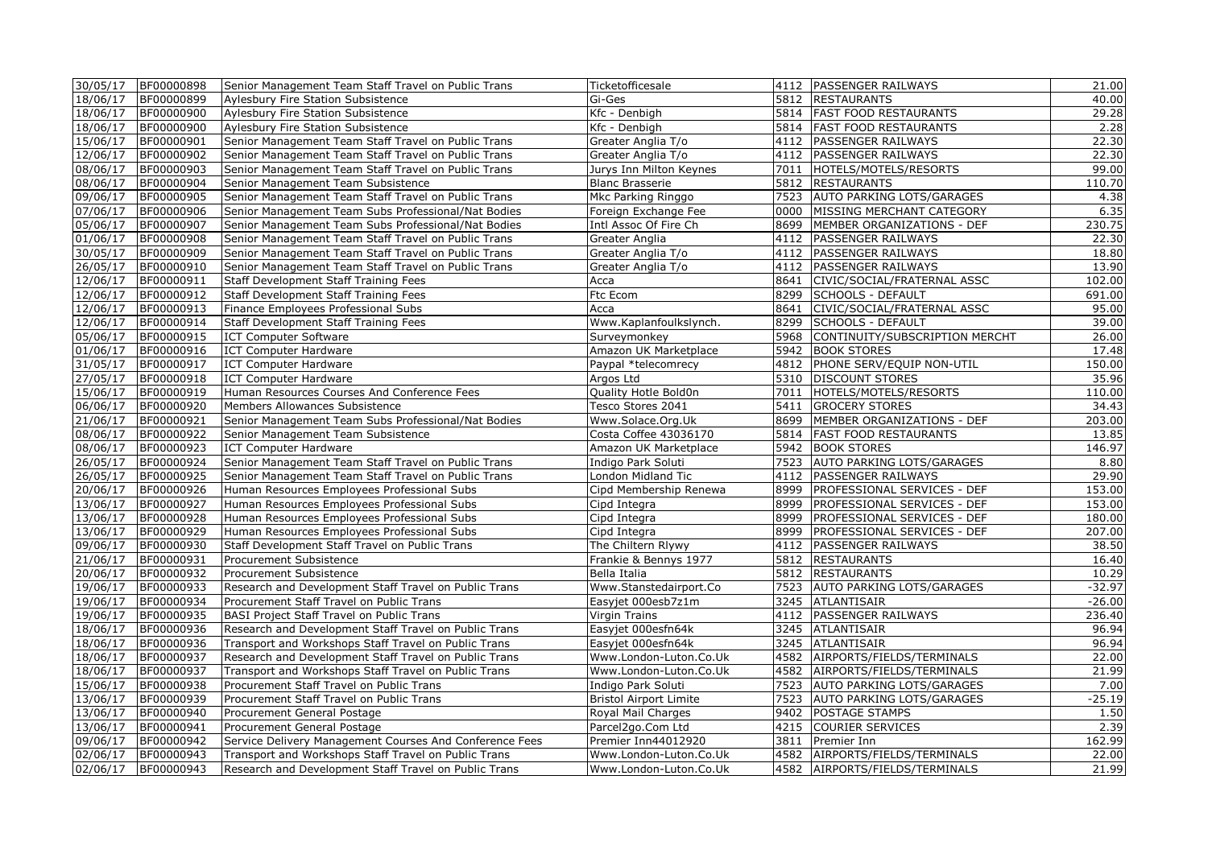| | | | | | | |
|---|---|---|---|---|---|---|
| 30/05/17 | BF00000898 | Senior Management Team Staff Travel on Public Trans | Ticketofficesale | 4112 | PASSENGER RAILWAYS | 21.00 |
| 18/06/17 | BF00000899 | Aylesbury Fire Station Subsistence | Gi-Ges | 5812 | RESTAURANTS | 40.00 |
| 18/06/17 | BF00000900 | Aylesbury Fire Station Subsistence | Kfc - Denbigh | 5814 | FAST FOOD RESTAURANTS | 29.28 |
| 18/06/17 | BF00000900 | Aylesbury Fire Station Subsistence | Kfc - Denbigh | 5814 | FAST FOOD RESTAURANTS | 2.28 |
| 15/06/17 | BF00000901 | Senior Management Team Staff Travel on Public Trans | Greater Anglia T/o | 4112 | PASSENGER RAILWAYS | 22.30 |
| 12/06/17 | BF00000902 | Senior Management Team Staff Travel on Public Trans | Greater Anglia T/o | 4112 | PASSENGER RAILWAYS | 22.30 |
| 08/06/17 | BF00000903 | Senior Management Team Staff Travel on Public Trans | Jurys Inn Milton Keynes | 7011 | HOTELS/MOTELS/RESORTS | 99.00 |
| 08/06/17 | BF00000904 | Senior Management Team Subsistence | Blanc Brasserie | 5812 | RESTAURANTS | 110.70 |
| 09/06/17 | BF00000905 | Senior Management Team Staff Travel on Public Trans | Mkc Parking Ringgo | 7523 | AUTO PARKING LOTS/GARAGES | 4.38 |
| 07/06/17 | BF00000906 | Senior Management Team Subs Professional/Nat Bodies | Foreign Exchange Fee | 0000 | MISSING MERCHANT CATEGORY | 6.35 |
| 05/06/17 | BF00000907 | Senior Management Team Subs Professional/Nat Bodies | Intl Assoc Of Fire Ch | 8699 | MEMBER ORGANIZATIONS - DEF | 230.75 |
| 01/06/17 | BF00000908 | Senior Management Team Staff Travel on Public Trans | Greater Anglia | 4112 | PASSENGER RAILWAYS | 22.30 |
| 30/05/17 | BF00000909 | Senior Management Team Staff Travel on Public Trans | Greater Anglia T/o | 4112 | PASSENGER RAILWAYS | 18.80 |
| 26/05/17 | BF00000910 | Senior Management Team Staff Travel on Public Trans | Greater Anglia T/o | 4112 | PASSENGER RAILWAYS | 13.90 |
| 12/06/17 | BF00000911 | Staff Development Staff Training Fees | Acca | 8641 | CIVIC/SOCIAL/FRATERNAL ASSC | 102.00 |
| 12/06/17 | BF00000912 | Staff Development Staff Training Fees | Ftc Ecom | 8299 | SCHOOLS - DEFAULT | 691.00 |
| 12/06/17 | BF00000913 | Finance Employees Professional Subs | Acca | 8641 | CIVIC/SOCIAL/FRATERNAL ASSC | 95.00 |
| 12/06/17 | BF00000914 | Staff Development Staff Training Fees | Www.Kaplanfoulkslynch. | 8299 | SCHOOLS - DEFAULT | 39.00 |
| 05/06/17 | BF00000915 | ICT Computer Software | Surveymonkey | 5968 | CONTINUITY/SUBSCRIPTION MERCHT | 26.00 |
| 01/06/17 | BF00000916 | ICT Computer Hardware | Amazon UK Marketplace | 5942 | BOOK STORES | 17.48 |
| 31/05/17 | BF00000917 | ICT Computer Hardware | Paypal *telecomrecy | 4812 | PHONE SERV/EQUIP NON-UTIL | 150.00 |
| 27/05/17 | BF00000918 | ICT Computer Hardware | Argos Ltd | 5310 | DISCOUNT STORES | 35.96 |
| 15/06/17 | BF00000919 | Human Resources Courses And Conference Fees | Quality Hotle Bold0n | 7011 | HOTELS/MOTELS/RESORTS | 110.00 |
| 06/06/17 | BF00000920 | Members Allowances Subsistence | Tesco Stores 2041 | 5411 | GROCERY STORES | 34.43 |
| 21/06/17 | BF00000921 | Senior Management Team Subs Professional/Nat Bodies | Www.Solace.Org.Uk | 8699 | MEMBER ORGANIZATIONS - DEF | 203.00 |
| 08/06/17 | BF00000922 | Senior Management Team Subsistence | Costa Coffee 43036170 | 5814 | FAST FOOD RESTAURANTS | 13.85 |
| 08/06/17 | BF00000923 | ICT Computer Hardware | Amazon UK Marketplace | 5942 | BOOK STORES | 146.97 |
| 26/05/17 | BF00000924 | Senior Management Team Staff Travel on Public Trans | Indigo Park Soluti | 7523 | AUTO PARKING LOTS/GARAGES | 8.80 |
| 26/05/17 | BF00000925 | Senior Management Team Staff Travel on Public Trans | London Midland Tic | 4112 | PASSENGER RAILWAYS | 29.90 |
| 20/06/17 | BF00000926 | Human Resources Employees Professional Subs | Cipd Membership Renewa | 8999 | PROFESSIONAL SERVICES - DEF | 153.00 |
| 13/06/17 | BF00000927 | Human Resources Employees Professional Subs | Cipd Integra | 8999 | PROFESSIONAL SERVICES - DEF | 153.00 |
| 13/06/17 | BF00000928 | Human Resources Employees Professional Subs | Cipd Integra | 8999 | PROFESSIONAL SERVICES - DEF | 180.00 |
| 13/06/17 | BF00000929 | Human Resources Employees Professional Subs | Cipd Integra | 8999 | PROFESSIONAL SERVICES - DEF | 207.00 |
| 09/06/17 | BF00000930 | Staff Development Staff Travel on Public Trans | The Chiltern Rlywy | 4112 | PASSENGER RAILWAYS | 38.50 |
| 21/06/17 | BF00000931 | Procurement Subsistence | Frankie & Bennys 1977 | 5812 | RESTAURANTS | 16.40 |
| 20/06/17 | BF00000932 | Procurement Subsistence | Bella Italia | 5812 | RESTAURANTS | 10.29 |
| 19/06/17 | BF00000933 | Research and Development Staff Travel on Public Trans | Www.Stanstedairport.Co | 7523 | AUTO PARKING LOTS/GARAGES | -32.97 |
| 19/06/17 | BF00000934 | Procurement Staff Travel on Public Trans | Easyjet 000esb7z1m | 3245 | ATLANTISAIR | -26.00 |
| 19/06/17 | BF00000935 | BASI Project Staff Travel on Public Trans | Virgin Trains | 4112 | PASSENGER RAILWAYS | 236.40 |
| 18/06/17 | BF00000936 | Research and Development Staff Travel on Public Trans | Easyjet 000esfn64k | 3245 | ATLANTISAIR | 96.94 |
| 18/06/17 | BF00000936 | Transport and Workshops Staff Travel on Public Trans | Easyjet 000esfn64k | 3245 | ATLANTISAIR | 96.94 |
| 18/06/17 | BF00000937 | Research and Development Staff Travel on Public Trans | Www.London-Luton.Co.Uk | 4582 | AIRPORTS/FIELDS/TERMINALS | 22.00 |
| 18/06/17 | BF00000937 | Transport and Workshops Staff Travel on Public Trans | Www.London-Luton.Co.Uk | 4582 | AIRPORTS/FIELDS/TERMINALS | 21.99 |
| 15/06/17 | BF00000938 | Procurement Staff Travel on Public Trans | Indigo Park Soluti | 7523 | AUTO PARKING LOTS/GARAGES | 7.00 |
| 13/06/17 | BF00000939 | Procurement Staff Travel on Public Trans | Bristol Airport Limite | 7523 | AUTO PARKING LOTS/GARAGES | -25.19 |
| 13/06/17 | BF00000940 | Procurement General Postage | Royal Mail Charges | 9402 | POSTAGE STAMPS | 1.50 |
| 13/06/17 | BF00000941 | Procurement General Postage | Parcel2go.Com Ltd | 4215 | COURIER SERVICES | 2.39 |
| 09/06/17 | BF00000942 | Service Delivery Management Courses And Conference Fees | Premier Inn44012920 | 3811 | Premier Inn | 162.99 |
| 02/06/17 | BF00000943 | Transport and Workshops Staff Travel on Public Trans | Www.London-Luton.Co.Uk | 4582 | AIRPORTS/FIELDS/TERMINALS | 22.00 |
| 02/06/17 | BF00000943 | Research and Development Staff Travel on Public Trans | Www.London-Luton.Co.Uk | 4582 | AIRPORTS/FIELDS/TERMINALS | 21.99 |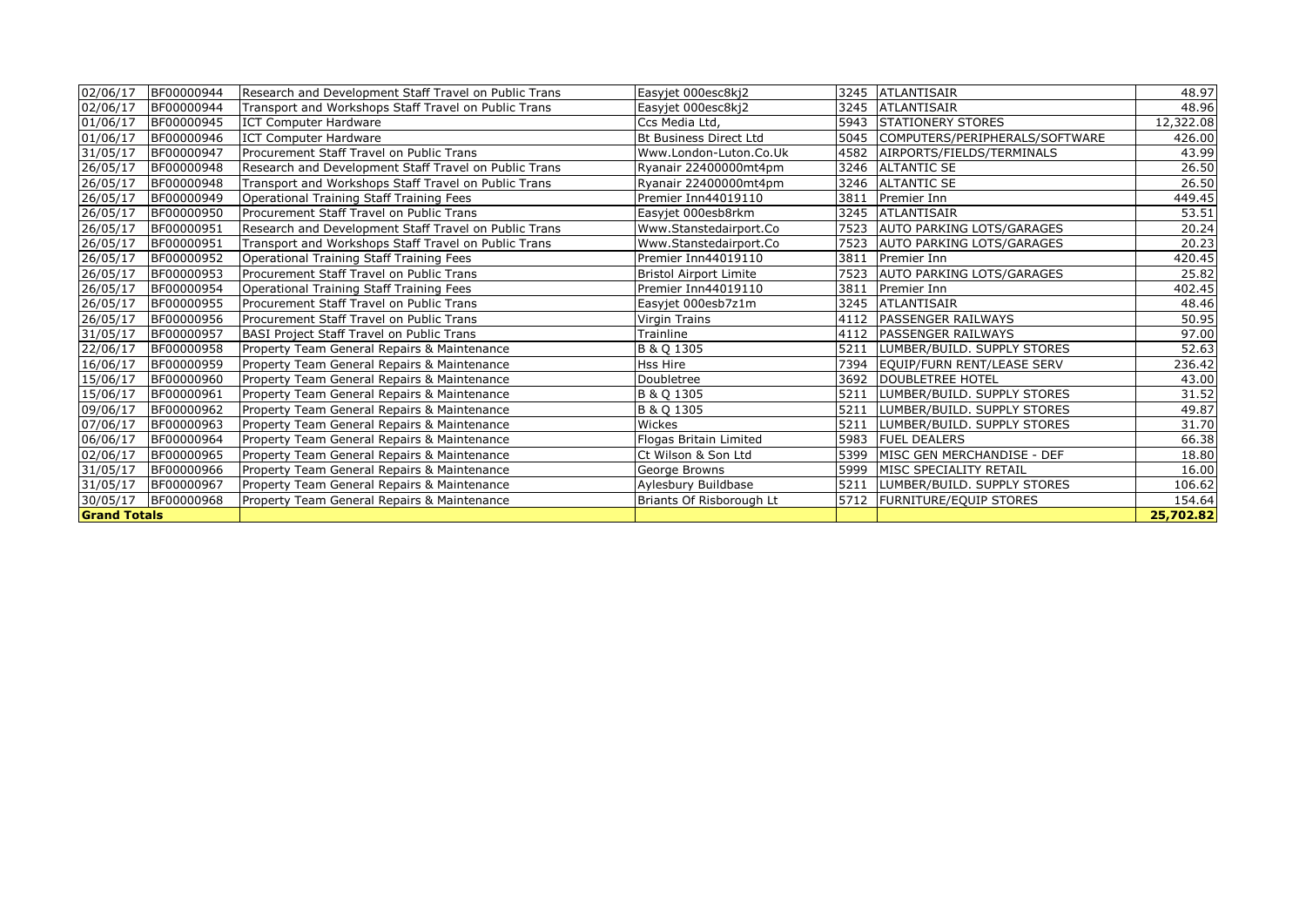| | | | | | | |
|---|---|---|---|---|---|---|
| 02/06/17 | BF00000944 | Research and Development Staff Travel on Public Trans | Easyjet 000esc8kj2 | 3245 | ATLANTISAIR | 48.97 |
| 02/06/17 | BF00000944 | Transport and Workshops Staff Travel on Public Trans | Easyjet 000esc8kj2 | 3245 | ATLANTISAIR | 48.96 |
| 01/06/17 | BF00000945 | ICT Computer Hardware | Ccs Media Ltd, | 5943 | STATIONERY STORES | 12,322.08 |
| 01/06/17 | BF00000946 | ICT Computer Hardware | Bt Business Direct Ltd | 5045 | COMPUTERS/PERIPHERALS/SOFTWARE | 426.00 |
| 31/05/17 | BF00000947 | Procurement Staff Travel on Public Trans | Www.London-Luton.Co.Uk | 4582 | AIRPORTS/FIELDS/TERMINALS | 43.99 |
| 26/05/17 | BF00000948 | Research and Development Staff Travel on Public Trans | Ryanair 22400000mt4pm | 3246 | ALTANTIC SE | 26.50 |
| 26/05/17 | BF00000948 | Transport and Workshops Staff Travel on Public Trans | Ryanair 22400000mt4pm | 3246 | ALTANTIC SE | 26.50 |
| 26/05/17 | BF00000949 | Operational Training Staff Training Fees | Premier Inn44019110 | 3811 | Premier Inn | 449.45 |
| 26/05/17 | BF00000950 | Procurement Staff Travel on Public Trans | Easyjet 000esb8rkm | 3245 | ATLANTISAIR | 53.51 |
| 26/05/17 | BF00000951 | Research and Development Staff Travel on Public Trans | Www.Stanstedairport.Co | 7523 | AUTO PARKING LOTS/GARAGES | 20.24 |
| 26/05/17 | BF00000951 | Transport and Workshops Staff Travel on Public Trans | Www.Stanstedairport.Co | 7523 | AUTO PARKING LOTS/GARAGES | 20.23 |
| 26/05/17 | BF00000952 | Operational Training Staff Training Fees | Premier Inn44019110 | 3811 | Premier Inn | 420.45 |
| 26/05/17 | BF00000953 | Procurement Staff Travel on Public Trans | Bristol Airport Limite | 7523 | AUTO PARKING LOTS/GARAGES | 25.82 |
| 26/05/17 | BF00000954 | Operational Training Staff Training Fees | Premier Inn44019110 | 3811 | Premier Inn | 402.45 |
| 26/05/17 | BF00000955 | Procurement Staff Travel on Public Trans | Easyjet 000esb7z1m | 3245 | ATLANTISAIR | 48.46 |
| 26/05/17 | BF00000956 | Procurement Staff Travel on Public Trans | Virgin Trains | 4112 | PASSENGER RAILWAYS | 50.95 |
| 31/05/17 | BF00000957 | BASI Project Staff Travel on Public Trans | Trainline | 4112 | PASSENGER RAILWAYS | 97.00 |
| 22/06/17 | BF00000958 | Property Team General Repairs & Maintenance | B & Q 1305 | 5211 | LUMBER/BUILD. SUPPLY STORES | 52.63 |
| 16/06/17 | BF00000959 | Property Team General Repairs & Maintenance | Hss Hire | 7394 | EQUIP/FURN RENT/LEASE SERV | 236.42 |
| 15/06/17 | BF00000960 | Property Team General Repairs & Maintenance | Doubletree | 3692 | DOUBLETREE HOTEL | 43.00 |
| 15/06/17 | BF00000961 | Property Team General Repairs & Maintenance | B & Q 1305 | 5211 | LUMBER/BUILD. SUPPLY STORES | 31.52 |
| 09/06/17 | BF00000962 | Property Team General Repairs & Maintenance | B & Q 1305 | 5211 | LUMBER/BUILD. SUPPLY STORES | 49.87 |
| 07/06/17 | BF00000963 | Property Team General Repairs & Maintenance | Wickes | 5211 | LUMBER/BUILD. SUPPLY STORES | 31.70 |
| 06/06/17 | BF00000964 | Property Team General Repairs & Maintenance | Flogas Britain Limited | 5983 | FUEL DEALERS | 66.38 |
| 02/06/17 | BF00000965 | Property Team General Repairs & Maintenance | Ct Wilson & Son Ltd | 5399 | MISC GEN MERCHANDISE - DEF | 18.80 |
| 31/05/17 | BF00000966 | Property Team General Repairs & Maintenance | George Browns | 5999 | MISC SPECIALITY RETAIL | 16.00 |
| 31/05/17 | BF00000967 | Property Team General Repairs & Maintenance | Aylesbury Buildbase | 5211 | LUMBER/BUILD. SUPPLY STORES | 106.62 |
| 30/05/17 | BF00000968 | Property Team General Repairs & Maintenance | Briants Of Risborough Lt | 5712 | FURNITURE/EQUIP STORES | 154.64 |
| **Grand Totals** | | | | | | **25,702.82** |